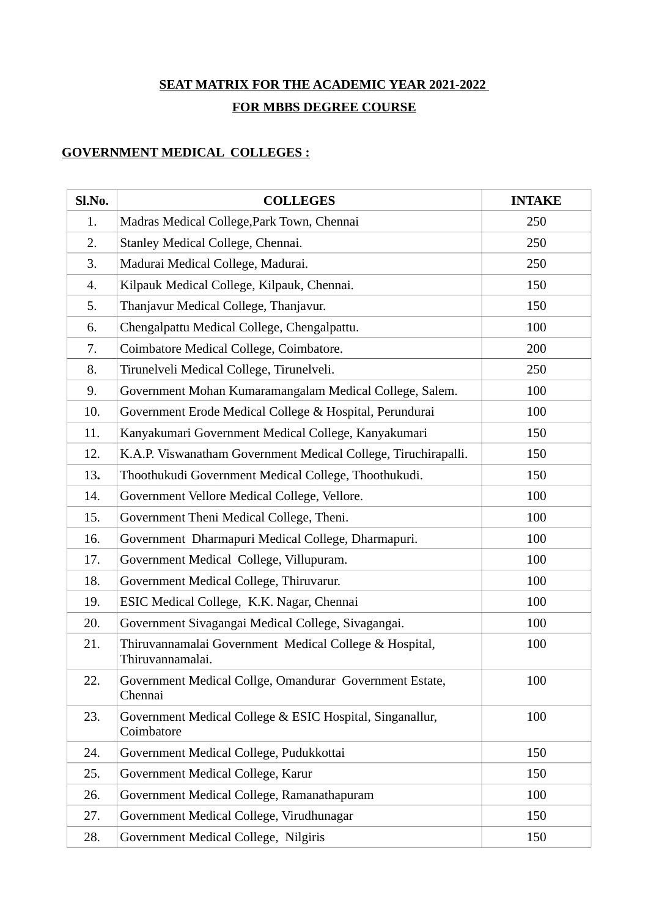# SEAT MATRIX FOR THE ACADEMIC YEAR 2021-2022

## FOR MBBS DEGREE COURSE

### GOVERNMENT MEDICAL COLLEGES :

| Sl.No. | COLLEGES | INTAKE |
|---|---|---|
| 1. | Madras Medical College,Park Town, Chennai | 250 |
| 2. | Stanley Medical College, Chennai. | 250 |
| 3. | Madurai Medical College, Madurai. | 250 |
| 4. | Kilpauk Medical College, Kilpauk, Chennai. | 150 |
| 5. | Thanjavur Medical College, Thanjavur. | 150 |
| 6. | Chengalpattu Medical College, Chengalpattu. | 100 |
| 7. | Coimbatore Medical College, Coimbatore. | 200 |
| 8. | Tirunelveli Medical College, Tirunelveli. | 250 |
| 9. | Government Mohan Kumaramangalam Medical College, Salem. | 100 |
| 10. | Government Erode Medical College & Hospital, Perundurai | 100 |
| 11. | Kanyakumari Government Medical College, Kanyakumari | 150 |
| 12. | K.A.P. Viswanatham Government Medical College, Tiruchirapalli. | 150 |
| 13. | Thoothukudi Government Medical College, Thoothukudi. | 150 |
| 14. | Government Vellore Medical College, Vellore. | 100 |
| 15. | Government Theni Medical College, Theni. | 100 |
| 16. | Government Dharmapuri Medical College, Dharmapuri. | 100 |
| 17. | Government Medical College, Villupuram. | 100 |
| 18. | Government Medical College, Thiruvarur. | 100 |
| 19. | ESIC Medical College, K.K. Nagar, Chennai | 100 |
| 20. | Government Sivagangai Medical College, Sivagangai. | 100 |
| 21. | Thiruvannamalai Government Medical College & Hospital, Thiruvannamalai. | 100 |
| 22. | Government Medical Collge, Omandurar Government Estate, Chennai | 100 |
| 23. | Government Medical College & ESIC Hospital, Singanallur, Coimbatore | 100 |
| 24. | Government Medical College, Pudukkottai | 150 |
| 25. | Government Medical College, Karur | 150 |
| 26. | Government Medical College, Ramanathapuram | 100 |
| 27. | Government Medical College, Virudhunagar | 150 |
| 28. | Government Medical College, Nilgiris | 150 |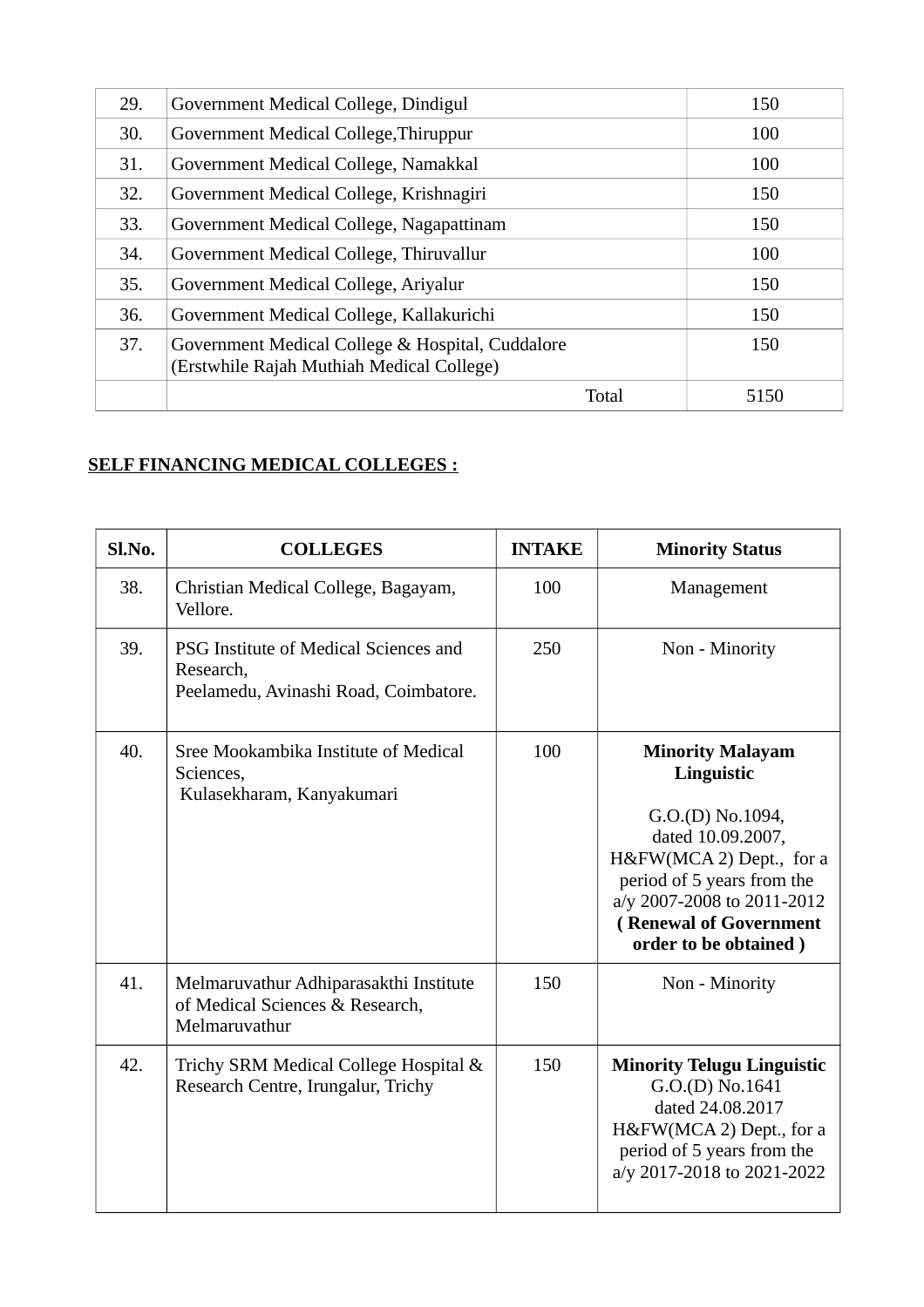| | | |
|---|---|---|
| 29. | Government Medical College, Dindigul | 150 |
| 30. | Government Medical College,Thiruppur | 100 |
| 31. | Government Medical College, Namakkal | 100 |
| 32. | Government Medical College, Krishnagiri | 150 |
| 33. | Government Medical College, Nagapattinam | 150 |
| 34. | Government Medical College, Thiruvallur | 100 |
| 35. | Government Medical College, Ariyalur | 150 |
| 36. | Government Medical College, Kallakurichi | 150 |
| 37. | Government Medical College & Hospital, Cuddalore (Erstwhile Rajah Muthiah Medical College) | 150 |
| | Total | 5150 |

**SELF FINANCING MEDICAL COLLEGES :**

| Sl.No. | COLLEGES | INTAKE | Minority Status |
|---|---|---|---|
| 38. | Christian Medical College, Bagayam, Vellore. | 100 | Management |
| 39. | PSG Institute of Medical Sciences and Research, Peelamedu, Avinashi Road, Coimbatore. | 250 | Non - Minority |
| 40. | Sree Mookambika Institute of Medical Sciences, Kulasekharam, Kanyakumari | 100 | **Minority Malayam Linguistic** G.O.(D) No.1094, dated 10.09.2007, H&FW(MCA 2) Dept., for a period of 5 years from the a/y 2007-2008 to 2011-2012 **( Renewal of Government order to be obtained )** |
| 41. | Melmaruvathur Adhiparasakthi Institute of Medical Sciences & Research, Melmaruvathur | 150 | Non - Minority |
| 42. | Trichy SRM Medical College Hospital & Research Centre, Irungalur, Trichy | 150 | **Minority Telugu Linguistic** G.O.(D) No.1641 dated 24.08.2017 H&FW(MCA 2) Dept., for a period of 5 years from the a/y 2017-2018 to 2021-2022 |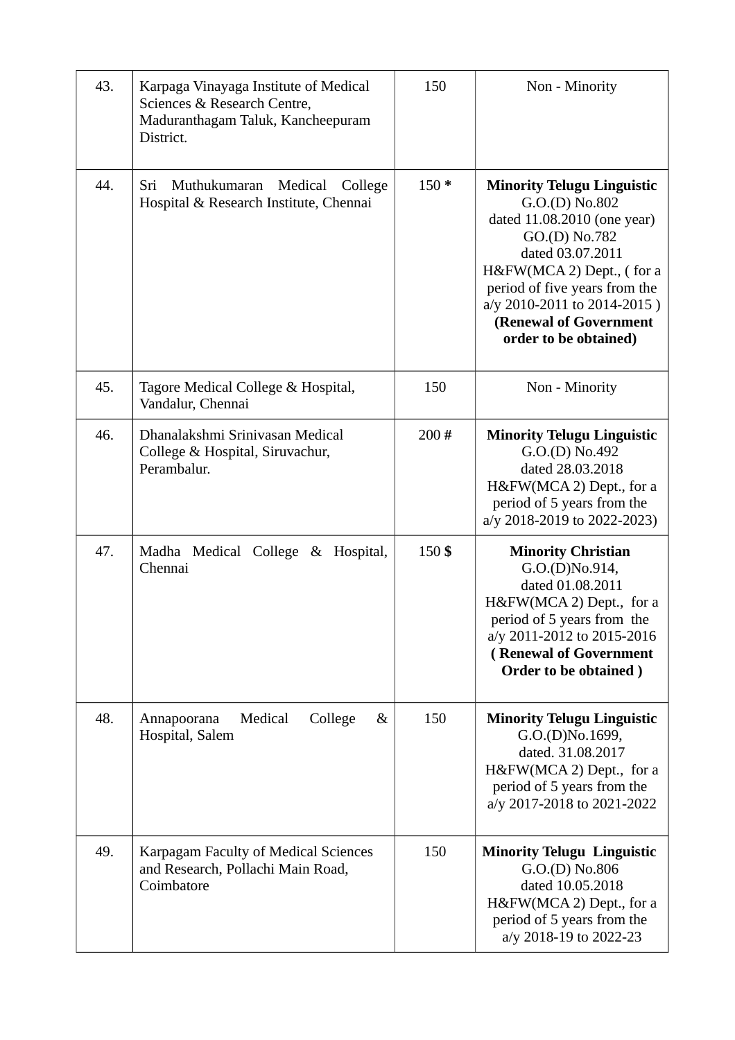| 43. | Karpaga Vinayaga Institute of Medical Sciences & Research Centre, Maduranthagam Taluk, Kancheepuram District. | 150 | Non - Minority |
|---|---|---|---|
| 44. | Sri Muthukumaran Medical College Hospital & Research Institute, Chennai | 150 * | **Minority Telugu Linguistic** G.O.(D) No.802 dated 11.08.2010 (one year) GO.(D) No.782 dated 03.07.2011 H&FW(MCA 2) Dept., ( for a period of five years from the a/y 2010-2011 to 2014-2015 ) **(Renewal of Government order to be obtained)** |
| 45. | Tagore Medical College & Hospital, Vandalur, Chennai | 150 | Non - Minority |
| 46. | Dhanalakshmi Srinivasan Medical College & Hospital, Siruvachur, Perambalur. | 200 # | **Minority Telugu Linguistic** G.O.(D) No.492 dated 28.03.2018 H&FW(MCA 2) Dept., for a period of 5 years from the a/y 2018-2019 to 2022-2023) |
| 47. | Madha Medical College & Hospital, Chennai | 150 $ | **Minority Christian** G.O.(D)No.914, dated 01.08.2011 H&FW(MCA 2) Dept., for a period of 5 years from the a/y 2011-2012 to 2015-2016 **( Renewal of Government Order to be obtained )** |
| 48. | Annapoorana Medical College & Hospital, Salem | 150 | **Minority Telugu Linguistic** G.O.(D)No.1699, dated. 31.08.2017 H&FW(MCA 2) Dept., for a period of 5 years from the a/y 2017-2018 to 2021-2022 |
| 49. | Karpagam Faculty of Medical Sciences and Research, Pollachi Main Road, Coimbatore | 150 | **Minority Telugu Linguistic** G.O.(D) No.806 dated 10.05.2018 H&FW(MCA 2) Dept., for a period of 5 years from the a/y 2018-19 to 2022-23 |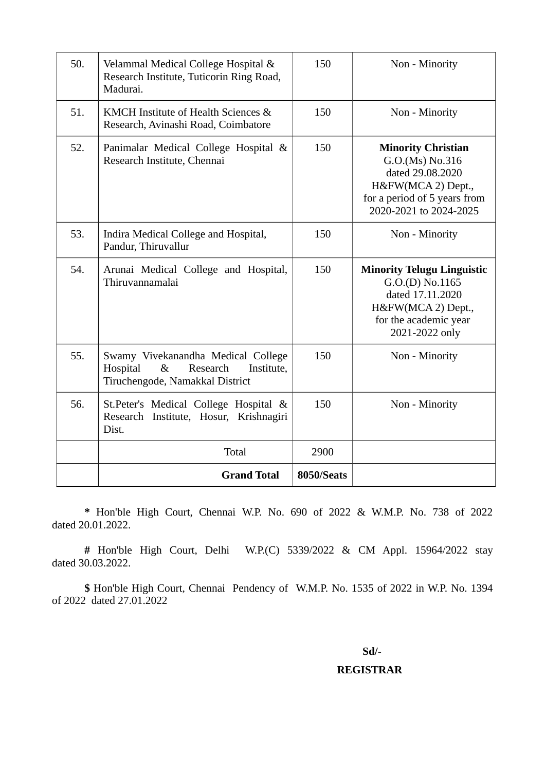| | | | |
|---|---|---|---|
| 50. | Velammal Medical College Hospital & Research Institute, Tuticorin Ring Road, Madurai. | 150 | Non - Minority |
| 51. | KMCH Institute of Health Sciences & Research, Avinashi Road, Coimbatore | 150 | Non - Minority |
| 52. | Panimalar Medical College Hospital & Research Institute, Chennai | 150 | **Minority Christian** G.O.(Ms) No.316 dated 29.08.2020 H&FW(MCA 2) Dept., for a period of 5 years from 2020-2021 to 2024-2025 |
| 53. | Indira Medical College and Hospital, Pandur, Thiruvallur | 150 | Non - Minority |
| 54. | Arunai Medical College and Hospital, Thiruvannamalai | 150 | **Minority Telugu Linguistic** G.O.(D) No.1165 dated 17.11.2020 H&FW(MCA 2) Dept., for the academic year 2021-2022 only |
| 55. | Swamy Vivekanandha Medical College Hospital & Research Institute, Tiruchengode, Namakkal District | 150 | Non - Minority |
| 56. | St.Peter's Medical College Hospital & Research Institute, Hosur, Krishnagiri Dist. | 150 | Non - Minority |
| | Total | 2900 | |
| | **Grand Total** | **8050/Seats** | |

**\*** Hon'ble High Court, Chennai W.P. No. 690 of 2022 & W.M.P. No. 738 of 2022 dated 20.01.2022.

**#** Hon'ble High Court, Delhi W.P.(C) 5339/2022 & CM Appl. 15964/2022 stay dated 30.03.2022.

**$** Hon'ble High Court, Chennai Pendency of W.M.P. No. 1535 of 2022 in W.P. No. 1394 of 2022 dated 27.01.2022

**Sd/-**

**REGISTRAR**